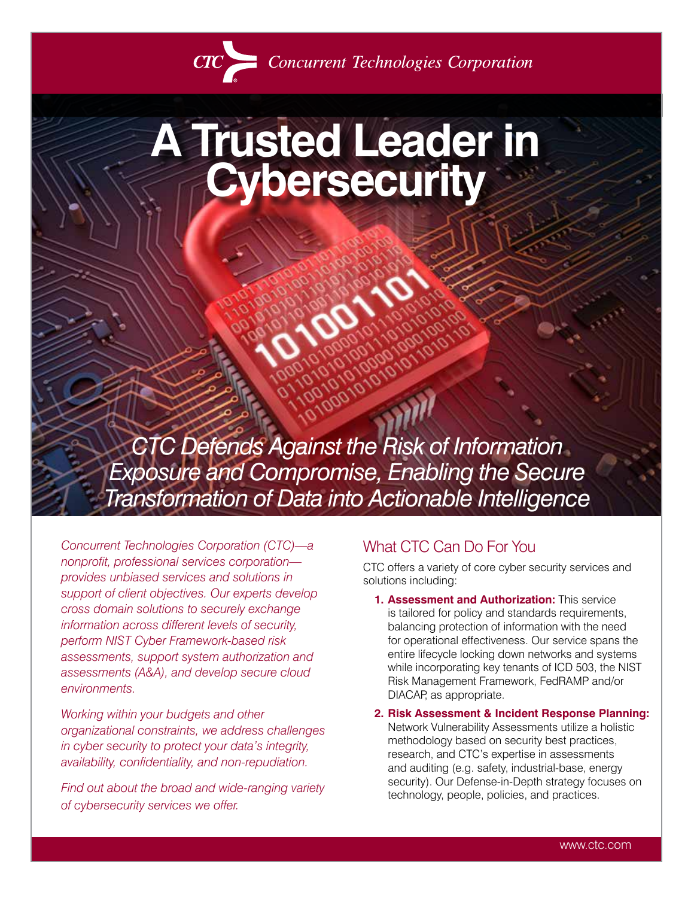CTC Concurrent Technologies Corporation

# A Trusted Leader in Cybersecurity

*CTC Defends Against the Risk of Information Exposure and Compromise, Enabling the Secure Transformation of Data into Actionable Intelligence*

*Concurrent Technologies Corporation (CTC)—a nonprofit, professional services corporation—provides unbiased services and solutions in support of client objectives. Our experts develop cross domain solutions to securely exchange information across different levels of security, perform NIST Cyber Framework-based risk assessments, support system authorization and assessments (A&A), and develop secure cloud environments.*

*Working within your budgets and other organizational constraints, we address challenges in cyber security to protect your data's integrity, availability, confidentiality, and non-repudiation.*

*Find out about the broad and wide-ranging variety of cybersecurity services we offer.*

## What CTC Can Do For You

CTC offers a variety of core cyber security services and solutions including:

1. **Assessment and Authorization:** This service is tailored for policy and standards requirements, balancing protection of information with the need for operational effectiveness. Our service spans the entire lifecycle locking down networks and systems while incorporating key tenants of ICD 503, the NIST Risk Management Framework, FedRAMP and/or DIACAP, as appropriate.
2. **Risk Assessment & Incident Response Planning:** Network Vulnerability Assessments utilize a holistic methodology based on security best practices, research, and CTC's expertise in assessments and auditing (e.g. safety, industrial-base, energy security). Our Defense-in-Depth strategy focuses on technology, people, policies, and practices.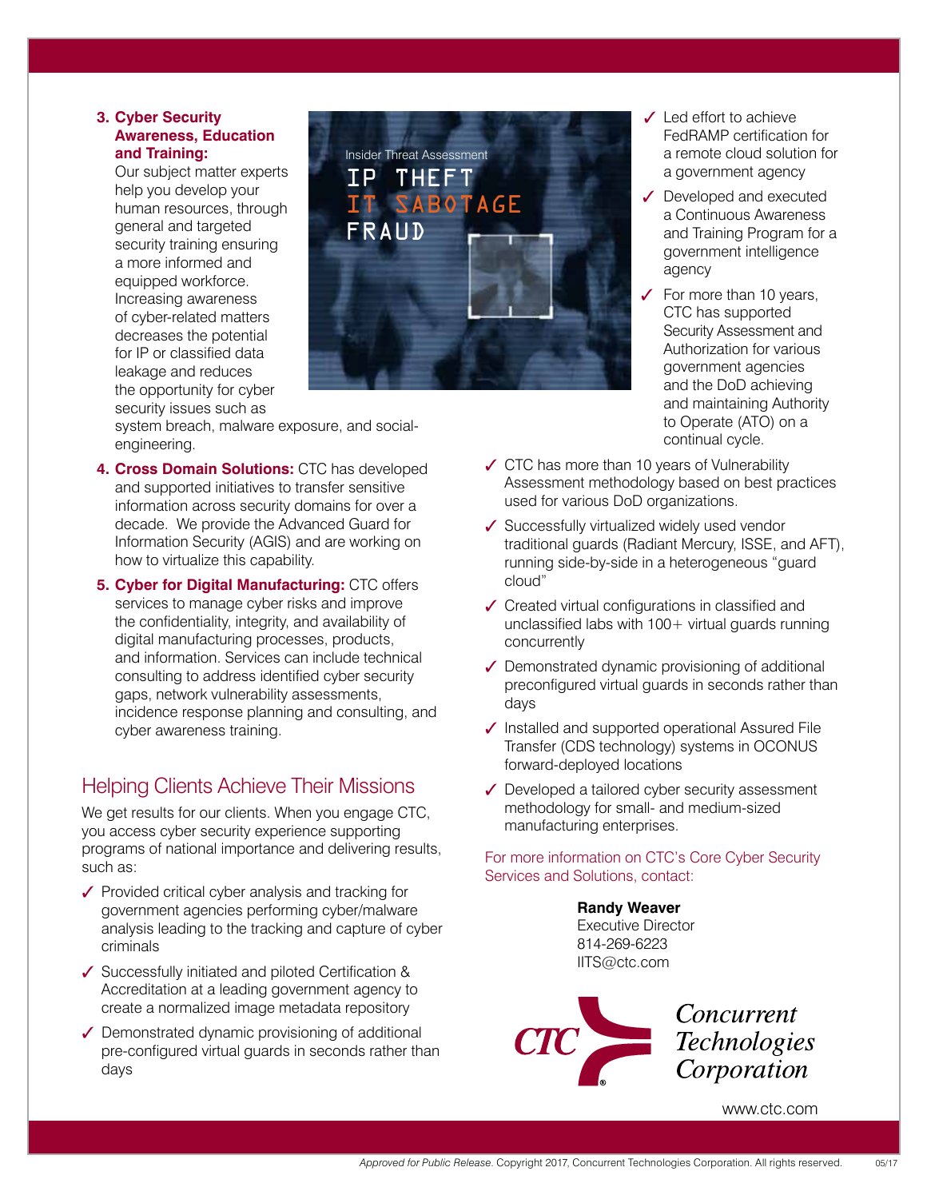3. **Cyber Security Awareness, Education and Training:** Our subject matter experts help you develop your human resources, through general and targeted security training ensuring a more informed and equipped workforce. Increasing awareness of cyber-related matters decreases the potential for IP or classified data leakage and reduces the opportunity for cyber security issues such as system breach, malware exposure, and social-engineering.

4. **Cross Domain Solutions:** CTC has developed and supported initiatives to transfer sensitive information across security domains for over a decade. We provide the Advanced Guard for Information Security (AGIS) and are working on how to virtualize this capability.

5. **Cyber for Digital Manufacturing:** CTC offers services to manage cyber risks and improve the confidentiality, integrity, and availability of digital manufacturing processes, products, and information. Services can include technical consulting to address identified cyber security gaps, network vulnerability assessments, incidence response planning and consulting, and cyber awareness training.

Insider Threat Assessment
IP THEFT
IT SABOTAGE
FRAUD

## Helping Clients Achieve Their Missions

We get results for our clients. When you engage CTC, you access cyber security experience supporting programs of national importance and delivering results, such as:

- ✓ Provided critical cyber analysis and tracking for government agencies performing cyber/malware analysis leading to the tracking and capture of cyber criminals
- ✓ Successfully initiated and piloted Certification & Accreditation at a leading government agency to create a normalized image metadata repository
- ✓ Demonstrated dynamic provisioning of additional pre-configured virtual guards in seconds rather than days
- ✓ Led effort to achieve FedRAMP certification for a remote cloud solution for a government agency
- ✓ Developed and executed a Continuous Awareness and Training Program for a government intelligence agency
- ✓ For more than 10 years, CTC has supported Security Assessment and Authorization for various government agencies and the DoD achieving and maintaining Authority to Operate (ATO) on a continual cycle.
- ✓ CTC has more than 10 years of Vulnerability Assessment methodology based on best practices used for various DoD organizations.
- ✓ Successfully virtualized widely used vendor traditional guards (Radiant Mercury, ISSE, and AFT), running side-by-side in a heterogeneous "guard cloud"
- ✓ Created virtual configurations in classified and unclassified labs with 100+ virtual guards running concurrently
- ✓ Demonstrated dynamic provisioning of additional preconfigured virtual guards in seconds rather than days
- ✓ Installed and supported operational Assured File Transfer (CDS technology) systems in OCONUS forward-deployed locations
- ✓ Developed a tailored cyber security assessment methodology for small- and medium-sized manufacturing enterprises.

For more information on CTC's Core Cyber Security Services and Solutions, contact:

**Randy Weaver**
Executive Director
814-269-6223
IITS@ctc.com

CTC Concurrent Technologies Corporation

www.ctc.com

*Approved for Public Release.* Copyright 2017, Concurrent Technologies Corporation. All rights reserved. 05/17